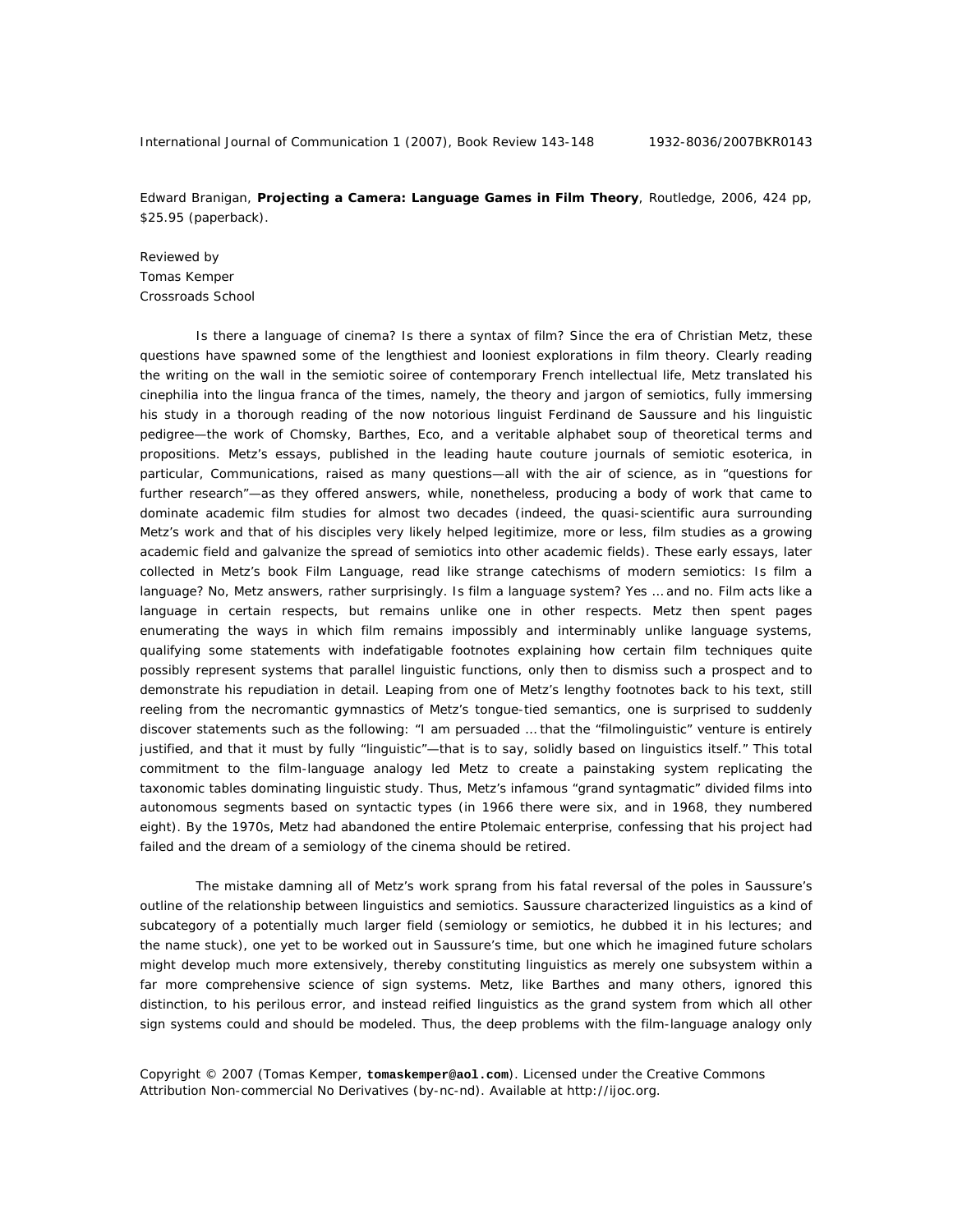Edward Branigan, **Projecting a Camera: Language Games in Film Theory**, Routledge, 2006, 424 pp, $25.95 (paperback).

Reviewed by
Tomas Kemper
Crossroads School

Is there a language of cinema? Is there a syntax of film? Since the era of Christian Metz, these questions have spawned some of the lengthiest and looniest explorations in film theory. Clearly reading the writing on the wall in the semiotic soiree of contemporary French intellectual life, Metz translated his cinephilia into the lingua franca of the times, namely, the theory and jargon of semiotics, fully immersing his study in a thorough reading of the now notorious linguist Ferdinand de Saussure and his linguistic pedigree—the work of Chomsky, Barthes, Eco, and a veritable alphabet soup of theoretical terms and propositions. Metz's essays, published in the leading haute couture journals of semiotic esoterica, in particular, Communications, raised as many questions—all with the air of science, as in "questions for further research"—as they offered answers, while, nonetheless, producing a body of work that came to dominate academic film studies for almost two decades (indeed, the quasi-scientific aura surrounding Metz's work and that of his disciples very likely helped legitimize, more or less, film studies as a growing academic field and galvanize the spread of semiotics into other academic fields). These early essays, later collected in Metz's book Film Language, read like strange catechisms of modern semiotics: Is film a language? No, Metz answers, rather surprisingly. Is film a language system? Yes … and no. Film acts like a language in certain respects, but remains unlike one in other respects. Metz then spent pages enumerating the ways in which film remains impossibly and interminably unlike language systems, qualifying some statements with indefatigable footnotes explaining how certain film techniques quite possibly represent systems that parallel linguistic functions, only then to dismiss such a prospect and to demonstrate his repudiation in detail. Leaping from one of Metz's lengthy footnotes back to his text, still reeling from the necromantic gymnastics of Metz's tongue-tied semantics, one is surprised to suddenly discover statements such as the following: "I am persuaded … that the "filmolinguistic" venture is entirely justified, and that it must by fully "linguistic"—that is to say, solidly based on linguistics itself." This total commitment to the film-language analogy led Metz to create a painstaking system replicating the taxonomic tables dominating linguistic study. Thus, Metz's infamous "grand syntagmatic" divided films into autonomous segments based on syntactic types (in 1966 there were six, and in 1968, they numbered eight). By the 1970s, Metz had abandoned the entire Ptolemaic enterprise, confessing that his project had failed and the dream of a semiology of the cinema should be retired.

The mistake damning all of Metz's work sprang from his fatal reversal of the poles in Saussure's outline of the relationship between linguistics and semiotics. Saussure characterized linguistics as a kind of subcategory of a potentially much larger field (semiology or semiotics, he dubbed it in his lectures; and the name stuck), one yet to be worked out in Saussure's time, but one which he imagined future scholars might develop much more extensively, thereby constituting linguistics as merely one subsystem within a far more comprehensive science of sign systems. Metz, like Barthes and many others, ignored this distinction, to his perilous error, and instead reified linguistics as the grand system from which all other sign systems could and should be modeled. Thus, the deep problems with the film-language analogy only

Copyright © 2007 (Tomas Kemper, **tomaskemper@aol.com**). Licensed under the Creative Commons Attribution Non-commercial No Derivatives (by-nc-nd). Available at http://ijoc.org.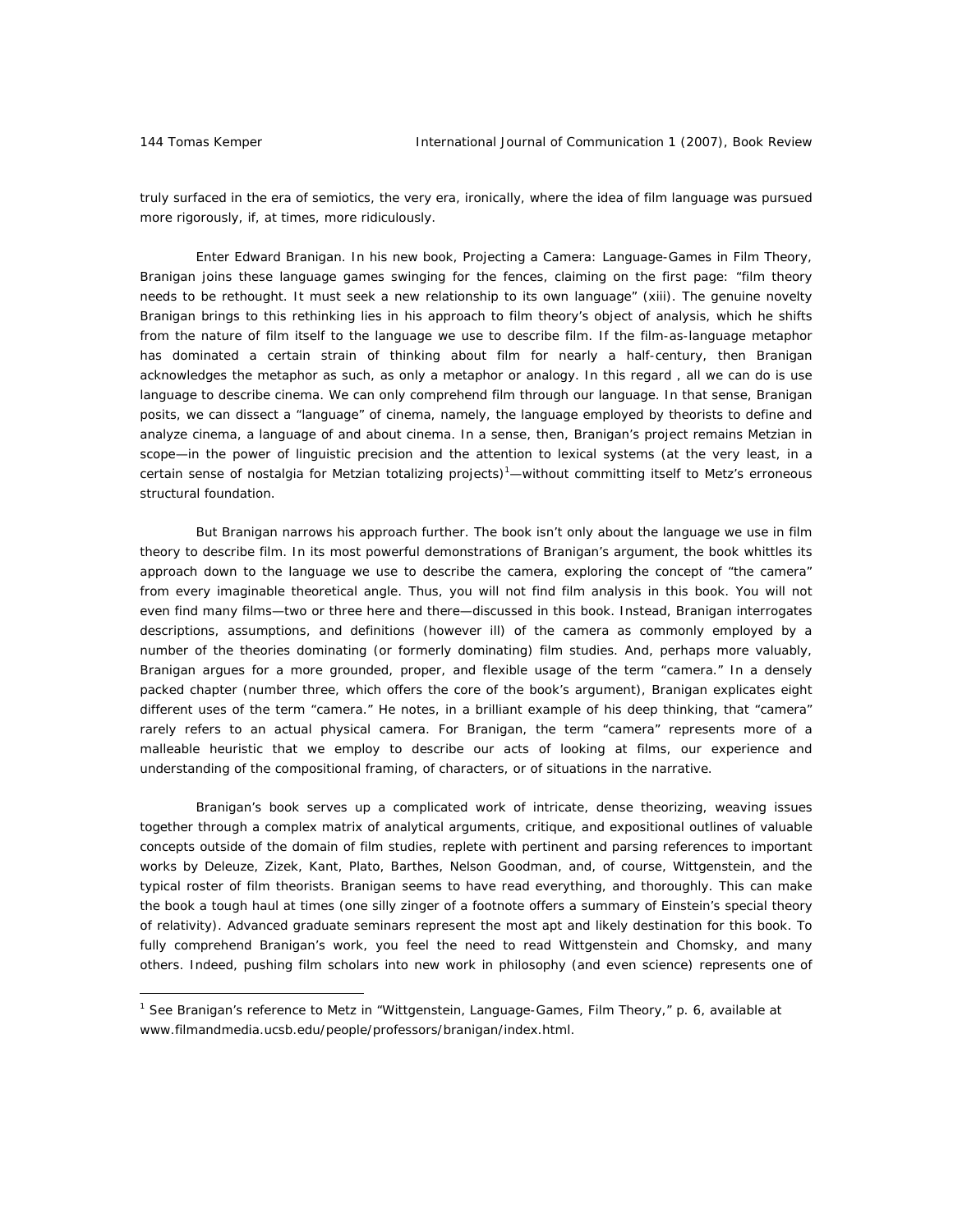truly surfaced in the era of semiotics, the very era, ironically, where the idea of film language was pursued more rigorously, if, at times, more ridiculously.

Enter Edward Branigan. In his new book, *Projecting a Camera: Language-Games in Film Theory*, Branigan joins these language games swinging for the fences, claiming on the first page: "film theory needs to be rethought. It must seek a new relationship to its own language" (xiii). The genuine novelty Branigan brings to this rethinking lies in his approach to film theory's object of analysis, which he shifts from the nature of film itself to the language we use to describe film. If the film-as-language metaphor has dominated a certain strain of thinking about film for nearly a half-century, then Branigan acknowledges the metaphor as such, as only a metaphor or analogy. In this regard , all we can do is use language to describe cinema. We can only comprehend film through our language. In that sense, Branigan posits, we can dissect a "language" of cinema, namely, the language employed by theorists to define and analyze cinema, a language *of* and *about* cinema. In a sense, then, Branigan's project remains Metzian in scope—in the power of linguistic precision and the attention to lexical systems (at the very least, in a certain sense of nostalgia for Metzian totalizing projects)[1]—without committing itself to Metz's erroneous structural foundation.

But Branigan narrows his approach further. The book isn't only about the language we use in film theory to describe film. In its most powerful demonstrations of Branigan's argument, the book whittles its approach down to the language we use to describe the camera, exploring the concept of "the camera" from every imaginable theoretical angle. Thus, you will not find film analysis in this book. You will not even find many films—two or three here and there—discussed in this book. Instead, Branigan interrogates descriptions, assumptions, and definitions (however ill) of the camera as commonly employed by a number of the theories dominating (or formerly dominating) film studies. And, perhaps more valuably, Branigan argues for a more grounded, proper, and flexible usage of the term "camera." In a densely packed chapter (number three, which offers the core of the book's argument), Branigan explicates eight different uses of the term "camera." He notes, in a brilliant example of his deep thinking, that "camera" rarely refers to an actual physical camera. For Branigan, the term "camera" represents more of a malleable heuristic that we employ to describe our acts of looking at films, our experience and understanding of the compositional framing, of characters, or of situations in the narrative.

Branigan's book serves up a complicated work of intricate, dense theorizing, weaving issues together through a complex matrix of analytical arguments, critique, and expositional outlines of valuable concepts outside of the domain of film studies, replete with pertinent and parsing references to important works by Deleuze, Zizek, Kant, Plato, Barthes, Nelson Goodman, and, of course, Wittgenstein, and the typical roster of film theorists. Branigan seems to have read everything, and thoroughly. This can make the book a tough haul at times (one silly zinger of a footnote offers a summary of Einstein's special theory of relativity). Advanced graduate seminars represent the most apt and likely destination for this book. To fully comprehend Branigan's work, you feel the need to read Wittgenstein and Chomsky, and many others. Indeed, pushing film scholars into new work in philosophy (and even science) represents one of

---

[1] See Branigan's reference to Metz in "Wittgenstein, Language-Games, Film Theory," p. 6, available at www.filmandmedia.ucsb.edu/people/professors/branigan/index.html.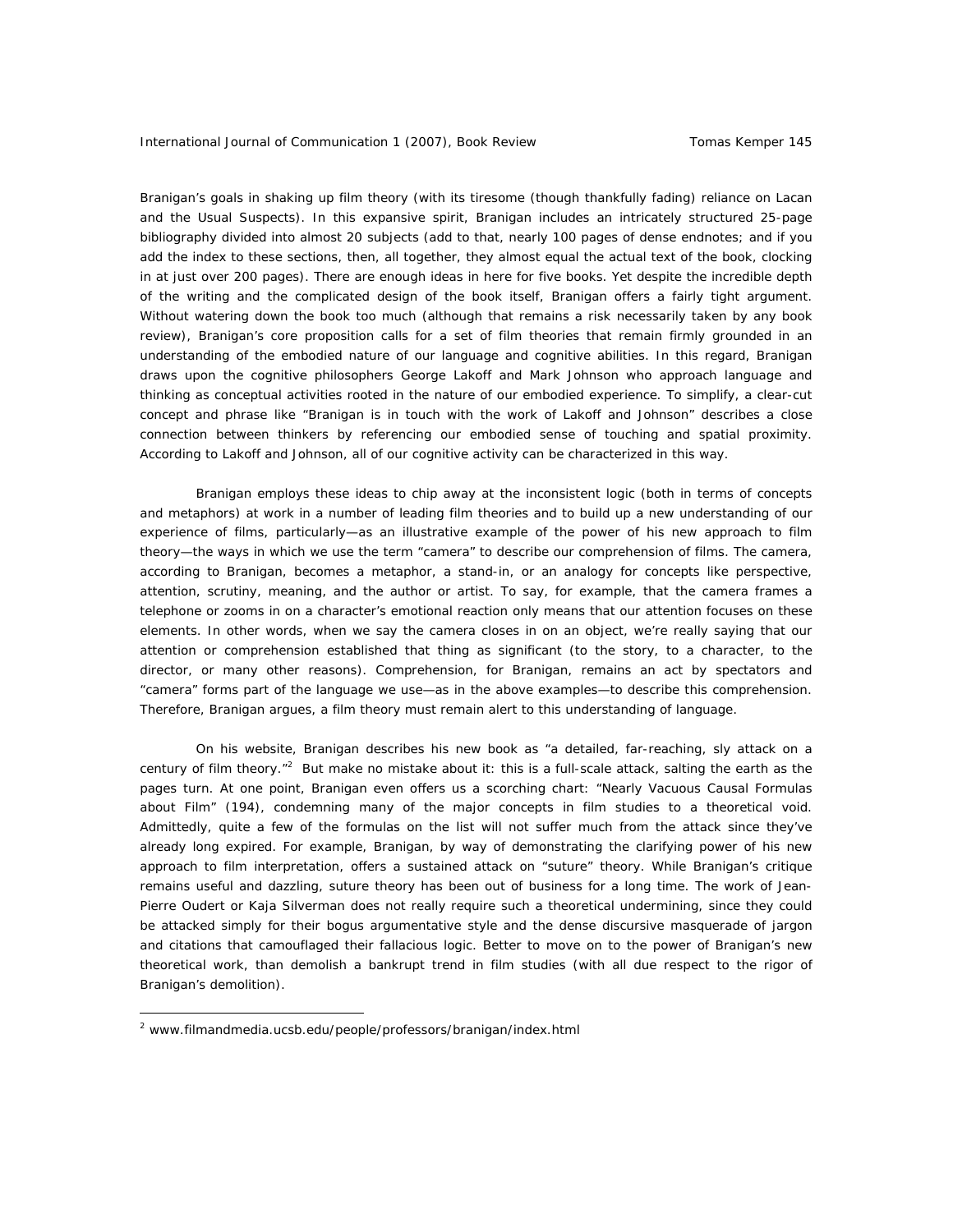Branigan's goals in shaking up film theory (with its tiresome (though thankfully fading) reliance on Lacan and the Usual Suspects). In this expansive spirit, Branigan includes an intricately structured 25-page bibliography divided into almost 20 subjects (add to that, nearly 100 pages of dense endnotes; and if you add the index to these sections, then, all together, they almost equal the actual text of the book, clocking in at just over 200 pages). There are enough ideas in here for five books. Yet despite the incredible depth of the writing and the complicated design of the book itself, Branigan offers a fairly tight argument. Without watering down the book too much (although that remains a risk necessarily taken by any book review), Branigan's core proposition calls for a set of film theories that remain firmly grounded in an understanding of the embodied nature of our language and cognitive abilities. In this regard, Branigan draws upon the cognitive philosophers George Lakoff and Mark Johnson who approach language and thinking as conceptual activities rooted in the nature of our embodied experience. To simplify, a clear-cut concept and phrase like "Branigan is in touch with the work of Lakoff and Johnson" describes a close connection between thinkers by referencing our embodied sense of touching and spatial proximity. According to Lakoff and Johnson, all of our cognitive activity can be characterized in this way.

Branigan employs these ideas to chip away at the inconsistent logic (both in terms of concepts and metaphors) at work in a number of leading film theories and to build up a new understanding of our experience of films, particularly—as an illustrative example of the power of his new approach to film theory—the ways in which we use the term "camera" to describe our comprehension of films. The camera, according to Branigan, becomes a metaphor, a stand-in, or an analogy for concepts like perspective, attention, scrutiny, meaning, and the author or artist. To say, for example, that the camera frames a telephone or zooms in on a character's emotional reaction only means that our attention focuses on these elements. In other words, when we say the camera closes in on an object, we're really saying that our attention or comprehension established that thing as significant (to the story, to a character, to the director, or many other reasons). Comprehension, for Branigan, remains an act by spectators and "camera" forms part of the language we use—as in the above examples—to describe this comprehension. Therefore, Branigan argues, a film theory must remain alert to this understanding of language.

On his website, Branigan describes his new book as "a detailed, far-reaching, sly attack on a century of film theory."[2] But make no mistake about it: this is a full-scale attack, salting the earth as the pages turn. At one point, Branigan even offers us a scorching chart: "Nearly Vacuous Causal Formulas about Film" (194), condemning many of the major concepts in film studies to a theoretical void. Admittedly, quite a few of the formulas on the list will not suffer much from the attack since they've already long expired. For example, Branigan, by way of demonstrating the clarifying power of his new approach to film interpretation, offers a sustained attack on "suture" theory. While Branigan's critique remains useful and dazzling, suture theory has been out of business for a long time. The work of Jean-Pierre Oudert or Kaja Silverman does not really require such a theoretical undermining, since they could be attacked simply for their bogus argumentative style and the dense discursive masquerade of jargon and citations that camouflaged their fallacious logic. Better to move on to the power of Branigan's new theoretical work, than demolish a bankrupt trend in film studies (with all due respect to the rigor of Branigan's demolition).

[2] www.filmandmedia.ucsb.edu/people/professors/branigan/index.html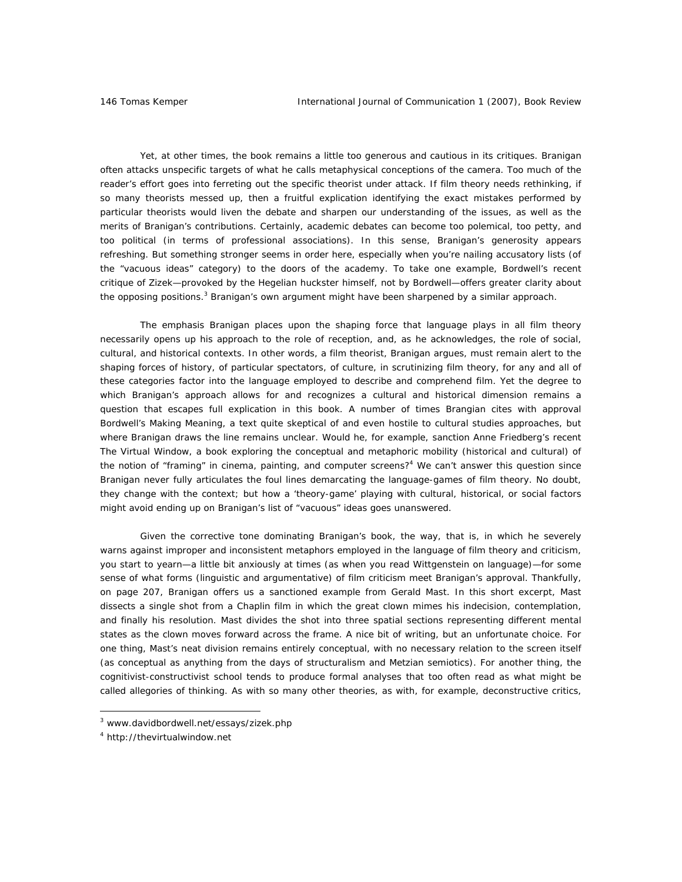Yet, at other times, the book remains a little too generous and cautious in its critiques. Branigan often attacks unspecific targets of what he calls metaphysical conceptions of the camera. Too much of the reader's effort goes into ferreting out the specific theorist under attack. If film theory needs rethinking, if so many theorists messed up, then a fruitful explication identifying the exact mistakes performed by particular theorists would liven the debate and sharpen our understanding of the issues, as well as the merits of Branigan's contributions. Certainly, academic debates can become too polemical, too petty, and too political (in terms of professional associations). In this sense, Branigan's generosity appears refreshing. But something stronger seems in order here, especially when you're nailing accusatory lists (of the "vacuous ideas" category) to the doors of the academy. To take one example, Bordwell's recent critique of Zizek—provoked by the Hegelian huckster himself, not by Bordwell—offers greater clarity about the opposing positions.[3] Branigan's own argument might have been sharpened by a similar approach.

The emphasis Branigan places upon the shaping force that language plays in all film theory necessarily opens up his approach to the role of reception, and, as he acknowledges, the role of social, cultural, and historical contexts. In other words, a film theorist, Branigan argues, must remain alert to the shaping forces of history, of particular spectators, of culture, in scrutinizing film theory, for any and all of these categories factor into the language employed to describe and comprehend film. Yet the degree to which Branigan's approach allows for and recognizes a cultural and historical dimension remains a question that escapes full explication in this book. A number of times Brangian cites with approval Bordwell's *Making Meaning*, a text quite skeptical of and even hostile to cultural studies approaches, but where Branigan draws the line remains unclear. Would he, for example, sanction Anne Friedberg's recent *The Virtual Window*, a book exploring the conceptual and metaphoric mobility (historical and cultural) of the notion of "framing" in cinema, painting, and computer screens?[4] We can't answer this question since Branigan never fully articulates the foul lines demarcating the language-games of film theory. No doubt, they change with the context; but how a 'theory-game' playing with cultural, historical, or social factors might avoid ending up on Branigan's list of "vacuous" ideas goes unanswered.

Given the corrective tone dominating Branigan's book, the way, that is, in which he severely warns against improper and inconsistent metaphors employed in the language of film theory and criticism, you start to yearn—a little bit anxiously at times (as when you read Wittgenstein on language)—for some sense of what forms (linguistic and argumentative) of film criticism meet Branigan's approval. Thankfully, on page 207, Branigan offers us a sanctioned example from Gerald Mast. In this short excerpt, Mast dissects a single shot from a Chaplin film in which the great clown mimes his indecision, contemplation, and finally his resolution. Mast divides the shot into three spatial sections representing different mental states as the clown moves forward across the frame. A nice bit of writing, but an unfortunate choice. For one thing, Mast's neat division remains entirely conceptual, with no necessary relation to the screen itself (as conceptual as anything from the days of structuralism and Metzian semiotics). For another thing, the cognitivist-constructivist school tends to produce formal analyses that too often read as what might be called allegories of thinking. As with so many other theories, as with, for example, deconstructive critics,

---

[3] www.davidbordwell.net/essays/zizek.php

[4] http://thevirtualwindow.net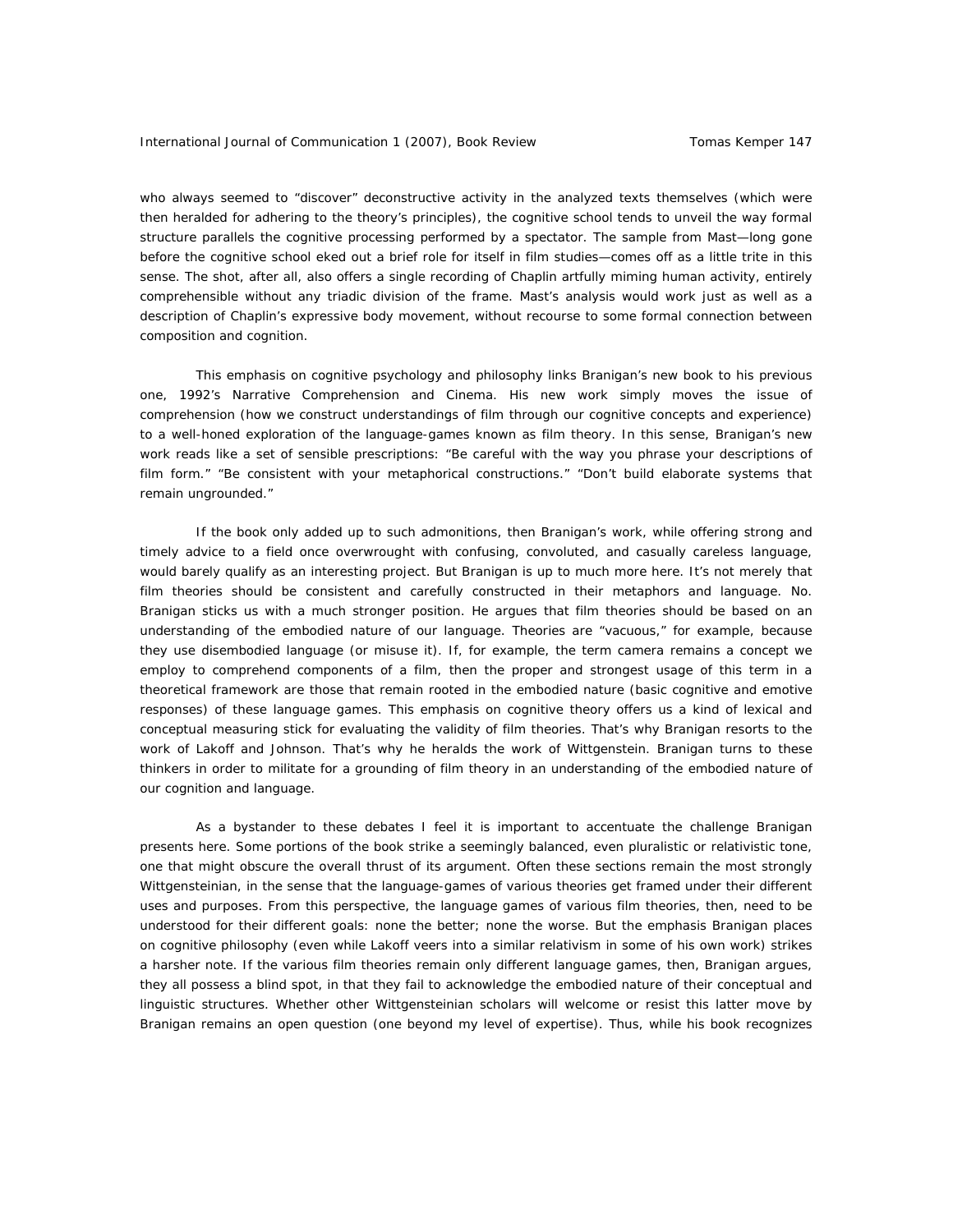who always seemed to "discover" deconstructive activity in the analyzed texts themselves (which were then heralded for adhering to the theory's principles), the cognitive school tends to unveil the way formal structure parallels the cognitive processing performed by a spectator. The sample from Mast—long gone before the cognitive school eked out a brief role for itself in film studies—comes off as a little trite in this sense. The shot, after all, also offers a single recording of Chaplin artfully miming human activity, entirely comprehensible without any triadic division of the frame. Mast's analysis would work just as well as a description of Chaplin's expressive body movement, without recourse to some formal connection between composition and cognition.

This emphasis on cognitive psychology and philosophy links Branigan's new book to his previous one, 1992's *Narrative Comprehension and Cinema*. His new work simply moves the issue of comprehension (how we construct understandings of film through our cognitive concepts and experience) to a well-honed exploration of the language-games known as film theory. In this sense, Branigan's new work reads like a set of sensible prescriptions: "Be careful with the way you phrase your descriptions of film form." "Be consistent with your metaphorical constructions." "Don't build elaborate systems that remain ungrounded."

If the book only added up to such admonitions, then Branigan's work, while offering strong and timely advice to a field once overwrought with confusing, convoluted, and casually careless language, would barely qualify as an interesting project. But Branigan is up to much more here. It's not merely that film theories should be consistent and carefully constructed in their metaphors and language. No. Branigan sticks us with a much stronger position. He argues that film theories should be based on an understanding of the embodied nature of our language. Theories are "vacuous," for example, because they use disembodied language (or misuse it). If, for example, the term camera remains a concept we employ to comprehend components of a film, then the proper and strongest usage of this term in a theoretical framework are those that remain rooted in the embodied nature (basic cognitive and emotive responses) of these language games. This emphasis on cognitive theory offers us a kind of lexical and conceptual measuring stick for evaluating the validity of film theories. That's why Branigan resorts to the work of Lakoff and Johnson. That's why he heralds the work of Wittgenstein. Branigan turns to these thinkers in order to militate for a grounding of film theory in an understanding of the embodied nature of our cognition and language.

As a bystander to these debates I feel it is important to accentuate the challenge Branigan presents here. Some portions of the book strike a seemingly balanced, even pluralistic or relativistic tone, one that might obscure the overall thrust of its argument. Often these sections remain the most strongly Wittgensteinian, in the sense that the language-games of various theories get framed under their different uses and purposes. From this perspective, the language games of various film theories, then, need to be understood for their different goals: none the better; none the worse. But the emphasis Branigan places on cognitive philosophy (even while Lakoff veers into a similar relativism in some of his own work) strikes a harsher note. If the various film theories remain only different language games, then, Branigan argues, they all possess a blind spot, in that they fail to acknowledge the embodied nature of their conceptual and linguistic structures. Whether other Wittgensteinian scholars will welcome or resist this latter move by Branigan remains an open question (one beyond my level of expertise). Thus, while his book recognizes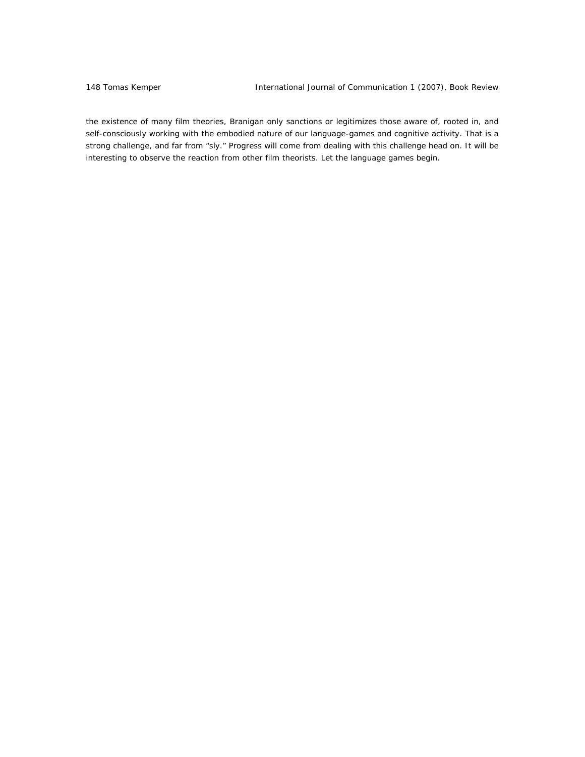the existence of many film theories, Branigan only sanctions or legitimizes those aware of, rooted in, and self-consciously working with the embodied nature of our language-games and cognitive activity. That is a strong challenge, and far from "sly." Progress will come from dealing with this challenge head on. It will be interesting to observe the reaction from other film theorists. Let the language games begin.